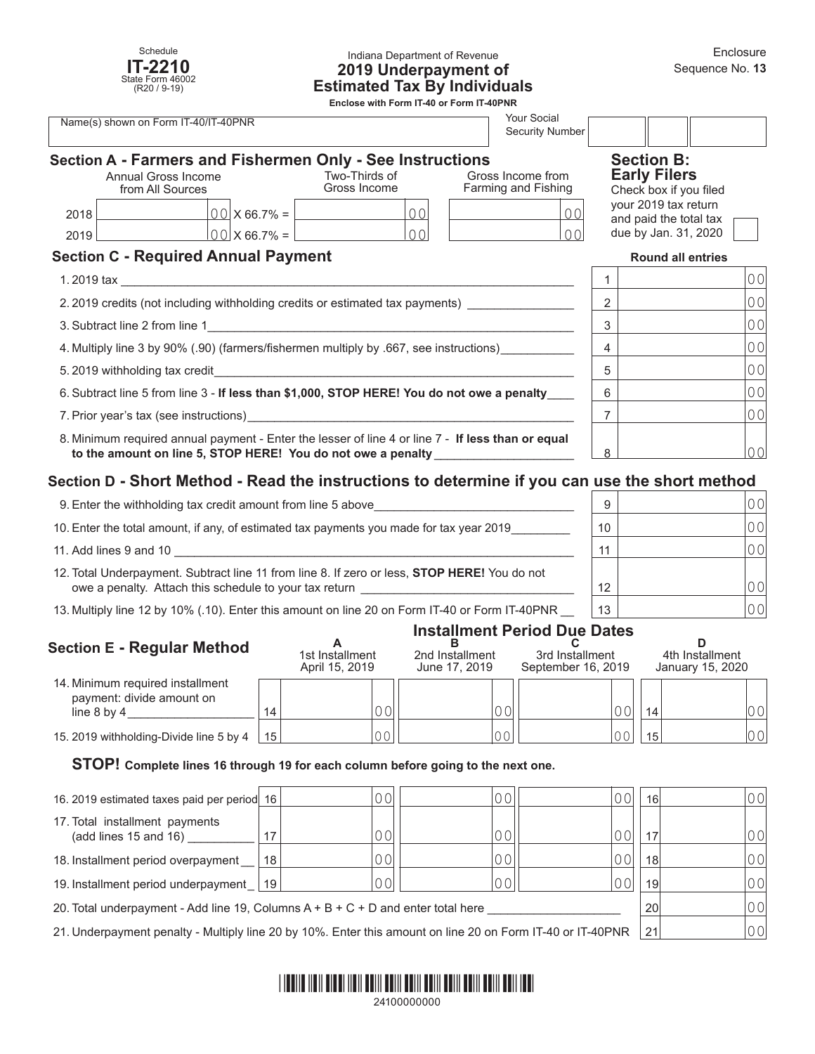Schedule
**IT-2210**
State Form 46002
(R20 / 9-19)

Indiana Department of Revenue

# 2019 Underpayment of Estimated Tax By Individuals

**Enclose with Form IT-40 or Form IT-40PNR**

Enclosure Sequence No. **13**

| Name(s) shown on Form IT-40/IT-40PNR | Your Social Security Number |
|---|---|
| | |

## Section A - Farmers and Fishermen Only - See Instructions

| | Annual Gross Income from All Sources | | Two-Thirds of Gross Income | Gross Income from Farming and Fishing |
|---|---|---|---|---|
| 2018 | 00 | X 66.7% = | 00 | 00 |
| 2019 | 00 | X 66.7% = | 00 | 00 |

## Section B: Early Filers

Check box if you filed your 2019 tax return and paid the total tax due by Jan. 31, 2020 ☐

## Section C - Required Annual Payment

**Round all entries**

| Line | Description | | Amount |
|---|---|---|---|
| 1. | 2019 tax | 1 | 00 |
| 2. | 2019 credits (not including withholding credits or estimated tax payments) | 2 | 00 |
| 3. | Subtract line 2 from line 1 | 3 | 00 |
| 4. | Multiply line 3 by 90% (.90) (farmers/fishermen multiply by .667, see instructions) | 4 | 00 |
| 5. | 2019 withholding tax credit | 5 | 00 |
| 6. | Subtract line 5 from line 3 - **If less than $1,000, STOP HERE! You do not owe a penalty** | 6 | 00 |
| 7. | Prior year's tax (see instructions) | 7 | 00 |
| 8. | Minimum required annual payment - Enter the lesser of line 4 or line 7 - **If less than or equal to the amount on line 5, STOP HERE! You do not owe a penalty** | 8 | 00 |

## Section D - Short Method - Read the instructions to determine if you can use the short method

| Line | Description | | Amount |
|---|---|---|---|
| 9. | Enter the withholding tax credit amount from line 5 above | 9 | 00 |
| 10. | Enter the total amount, if any, of estimated tax payments you made for tax year 2019 | 10 | 00 |
| 11. | Add lines 9 and 10 | 11 | 00 |
| 12. | Total Underpayment. Subtract line 11 from line 8. If zero or less, **STOP HERE!** You do not owe a penalty. Attach this schedule to your tax return | 12 | 00 |
| 13. | Multiply line 12 by 10% (.10). Enter this amount on line 20 on Form IT-40 or Form IT-40PNR | 13 | 00 |

## Section E - Regular Method

**Installment Period Due Dates**

| | | A 1st Installment April 15, 2019 | B 2nd Installment June 17, 2019 | C 3rd Installment September 16, 2019 | | D 4th Installment January 15, 2020 |
|---|---|---|---|---|---|---|
| 14. Minimum required installment payment: divide amount on line 8 by 4 | 14 | 00 | 00 | 00 | 14 | 00 |
| 15. 2019 withholding-Divide line 5 by 4 | 15 | 00 | 00 | 00 | 15 | 00 |

**STOP! Complete lines 16 through 19 for each column before going to the next one.**

| | | A | B | C | | D |
|---|---|---|---|---|---|---|
| 16. 2019 estimated taxes paid per period | 16 | 00 | 00 | 00 | 16 | 00 |
| 17. Total installment payments (add lines 15 and 16) | 17 | 00 | 00 | 00 | 17 | 00 |
| 18. Installment period overpayment | 18 | 00 | 00 | 00 | 18 | 00 |
| 19. Installment period underpayment | 19 | 00 | 00 | 00 | 19 | 00 |

| Line | Description | | Amount |
|---|---|---|---|
| 20. | Total underpayment - Add line 19, Columns A + B + C + D and enter total here | 20 | 00 |
| 21. | Underpayment penalty - Multiply line 20 by 10%. Enter this amount on line 20 on Form IT-40 or IT-40PNR | 21 | 00 |

24100000000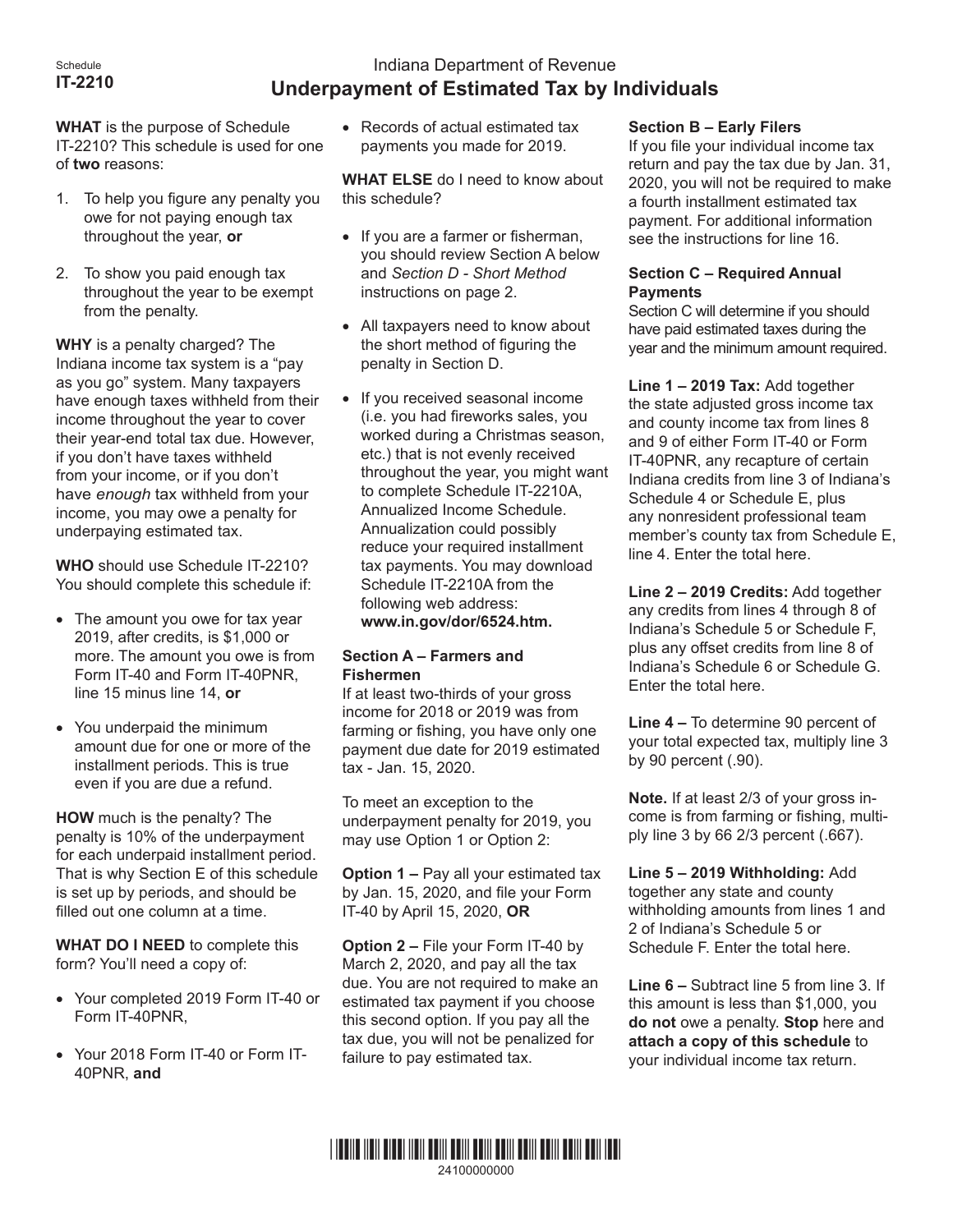Schedule
**IT-2210**

Indiana Department of Revenue

# Underpayment of Estimated Tax by Individuals

**WHAT** is the purpose of Schedule IT-2210? This schedule is used for one of **two** reasons:

1. To help you figure any penalty you owe for not paying enough tax throughout the year, **or**
2. To show you paid enough tax throughout the year to be exempt from the penalty.

**WHY** is a penalty charged? The Indiana income tax system is a "pay as you go" system. Many taxpayers have enough taxes withheld from their income throughout the year to cover their year-end total tax due. However, if you don't have taxes withheld from your income, or if you don't have *enough* tax withheld from your income, you may owe a penalty for underpaying estimated tax.

**WHO** should use Schedule IT-2210? You should complete this schedule if:

- The amount you owe for tax year 2019, after credits, is $1,000 or more. The amount you owe is from Form IT-40 and Form IT-40PNR, line 15 minus line 14, **or**
- You underpaid the minimum amount due for one or more of the installment periods. This is true even if you are due a refund.

**HOW** much is the penalty? The penalty is 10% of the underpayment for each unpaid installment period. That is why Section E of this schedule is set up by periods, and should be filled out one column at a time.

**WHAT DO I NEED** to complete this form? You'll need a copy of:

- Your completed 2019 Form IT-40 or Form IT-40PNR,
- Your 2018 Form IT-40 or Form IT-40PNR, **and**
- Records of actual estimated tax payments you made for 2019.

**WHAT ELSE** do I need to know about this schedule?

- If you are a farmer or fisherman, you should review Section A below and *Section D - Short Method* instructions on page 2.
- All taxpayers need to know about the short method of figuring the penalty in Section D.
- If you received seasonal income (i.e. you had fireworks sales, you worked during a Christmas season, etc.) that is not evenly received throughout the year, you might want to complete Schedule IT-2210A, Annualized Income Schedule. Annualization could possibly reduce your required installment tax payments. You may download Schedule IT-2210A from the following web address: **www.in.gov/dor/6524.htm.**

### Section A – Farmers and Fishermen

If at least two-thirds of your gross income for 2018 or 2019 was from farming or fishing, you have only one payment due date for 2019 estimated tax - Jan. 15, 2020.

To meet an exception to the underpayment penalty for 2019, you may use Option 1 or Option 2:

**Option 1 –** Pay all your estimated tax by Jan. 15, 2020, and file your Form IT-40 by April 15, 2020, **OR**

**Option 2 –** File your Form IT-40 by March 2, 2020, and pay all the tax due. You are not required to make an estimated tax payment if you choose this second option. If you pay all the tax due, you will not be penalized for failure to pay estimated tax.

### Section B – Early Filers

If you file your individual income tax return and pay the tax due by Jan. 31, 2020, you will not be required to make a fourth installment estimated tax payment. For additional information see the instructions for line 16.

### Section C – Required Annual Payments

Section C will determine if you should have paid estimated taxes during the year and the minimum amount required.

**Line 1 – 2019 Tax:** Add together the state adjusted gross income tax and county income tax from lines 8 and 9 of either Form IT-40 or Form IT-40PNR, any recapture of certain Indiana credits from line 3 of Indiana's Schedule 4 or Schedule E, plus any nonresident professional team member's county tax from Schedule E, line 4. Enter the total here.

**Line 2 – 2019 Credits:** Add together any credits from lines 4 through 8 of Indiana's Schedule 5 or Schedule F, plus any offset credits from line 8 of Indiana's Schedule 6 or Schedule G. Enter the total here.

**Line 4 –** To determine 90 percent of your total expected tax, multiply line 3 by 90 percent (.90).

**Note.** If at least 2/3 of your gross income is from farming or fishing, multiply line 3 by 66 2/3 percent (.667).

**Line 5 – 2019 Withholding:** Add together any state and county withholding amounts from lines 1 and 2 of Indiana's Schedule 5 or Schedule F. Enter the total here.

**Line 6 –** Subtract line 5 from line 3. If this amount is less than $1,000, you **do not** owe a penalty. **Stop** here and **attach a copy of this schedule** to your individual income tax return.

24100000000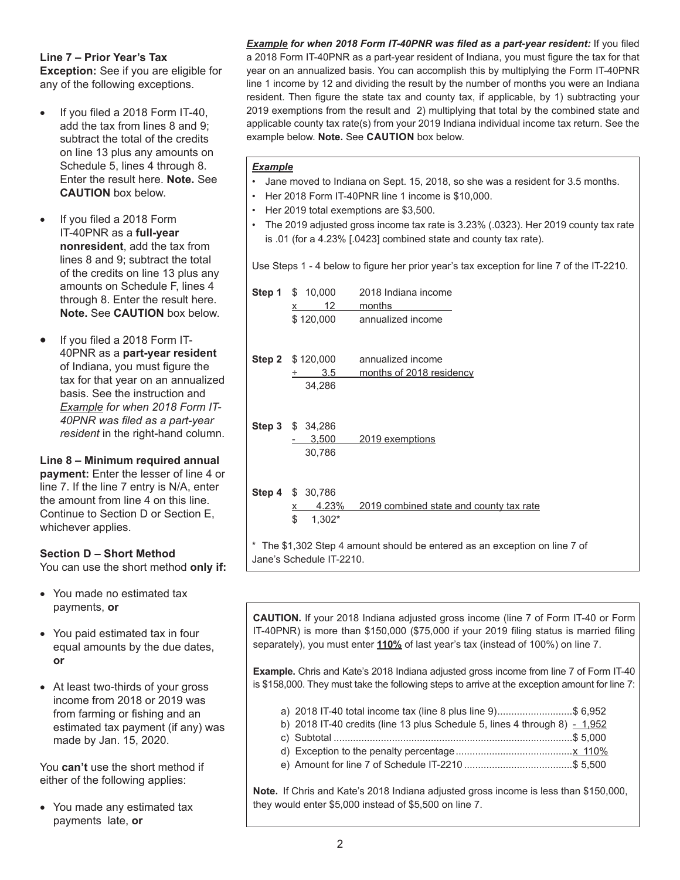**Line 7 – Prior Year's Tax**

**Exception:** See if you are eligible for any of the following exceptions.

- If you filed a 2018 Form IT-40, add the tax from lines 8 and 9; subtract the total of the credits on line 13 plus any amounts on Schedule 5, lines 4 through 8. Enter the result here. **Note.** See **CAUTION** box below.
- If you filed a 2018 Form IT-40PNR as a **full-year nonresident**, add the tax from lines 8 and 9; subtract the total of the credits on line 13 plus any amounts on Schedule F, lines 4 through 8. Enter the result here. **Note.** See **CAUTION** box below.
- If you filed a 2018 Form IT-40PNR as a **part-year resident** of Indiana, you must figure the tax for that year on an annualized basis. See the instruction and *Example for when 2018 Form IT-40PNR was filed as a part-year resident* in the right-hand column.

**Line 8 – Minimum required annual payment:** Enter the lesser of line 4 or line 7. If the line 7 entry is N/A, enter the amount from line 4 on this line. Continue to Section D or Section E, whichever applies.

**Section D – Short Method**

You can use the short method **only if:**

- You made no estimated tax payments, **or**
- You paid estimated tax in four equal amounts by the due dates, **or**
- At least two-thirds of your gross income from 2018 or 2019 was from farming or fishing and an estimated tax payment (if any) was made by Jan. 15, 2020.

You **can't** use the short method if either of the following applies:

- You made any estimated tax payments late, **or**

***Example for when 2018 Form IT-40PNR was filed as a part-year resident:*** If you filed a 2018 Form IT-40PNR as a part-year resident of Indiana, you must figure the tax for that year on an annualized basis. You can accomplish this by multiplying the Form IT-40PNR line 1 income by 12 and dividing the result by the number of months you were an Indiana resident. Then figure the state tax and county tax, if applicable, by 1) subtracting your 2019 exemptions from the result and 2) multiplying that total by the combined state and applicable county tax rate(s) from your 2019 Indiana individual income tax return. See the example below. **Note.** See **CAUTION** box below.

***Example***

- Jane moved to Indiana on Sept. 15, 2018, so she was a resident for 3.5 months.
- Her 2018 Form IT-40PNR line 1 income is $10,000.
- Her 2019 total exemptions are $3,500.
- The 2019 adjusted gross income tax rate is 3.23% (.0323). Her 2019 county tax rate is .01 (for a 4.23% [.0423] combined state and county tax rate).

Use Steps 1 - 4 below to figure her prior year's tax exception for line 7 of the IT-2210.

| Step | Amount | Description |
|---|---|---|
| **Step 1** | $ 10,000 | 2018 Indiana income |
| | x 12 | months |
| | $ 120,000 | annualized income |
| **Step 2** | $ 120,000 | annualized income |
| | ÷ 3.5 | months of 2018 residency |
| | 34,286 | |
| **Step 3** | $ 34,286 | |
| | - 3,500 | 2019 exemptions |
| | 30,786 | |
| **Step 4** | $ 30,786 | |
| | x 4.23% | 2019 combined state and county tax rate |
| | $ 1,302* | |

\* The $1,302 Step 4 amount should be entered as an exception on line 7 of Jane's Schedule IT-2210.

**CAUTION.** If your 2018 Indiana adjusted gross income (line 7 of Form IT-40 or Form IT-40PNR) is more than $150,000 ($75,000 if your 2019 filing status is married filing separately), you must enter **110%** of last year's tax (instead of 100%) on line 7.

**Example.** Chris and Kate's 2018 Indiana adjusted gross income from line 7 of Form IT-40 is $158,000. They must take the following steps to arrive at the exception amount for line 7:

a) 2018 IT-40 total income tax (line 8 plus line 9) .......................... $ 6,952
b) 2018 IT-40 credits (line 13 plus Schedule 5, lines 4 through 8) - 1,952
c) Subtotal .......................................................................... $ 5,000
d) Exception to the penalty percentage .......................................... x 110%
e) Amount for line 7 of Schedule IT-2210 ...................................... $ 5,500

**Note.** If Chris and Kate's 2018 Indiana adjusted gross income is less than $150,000, they would enter $5,000 instead of $5,500 on line 7.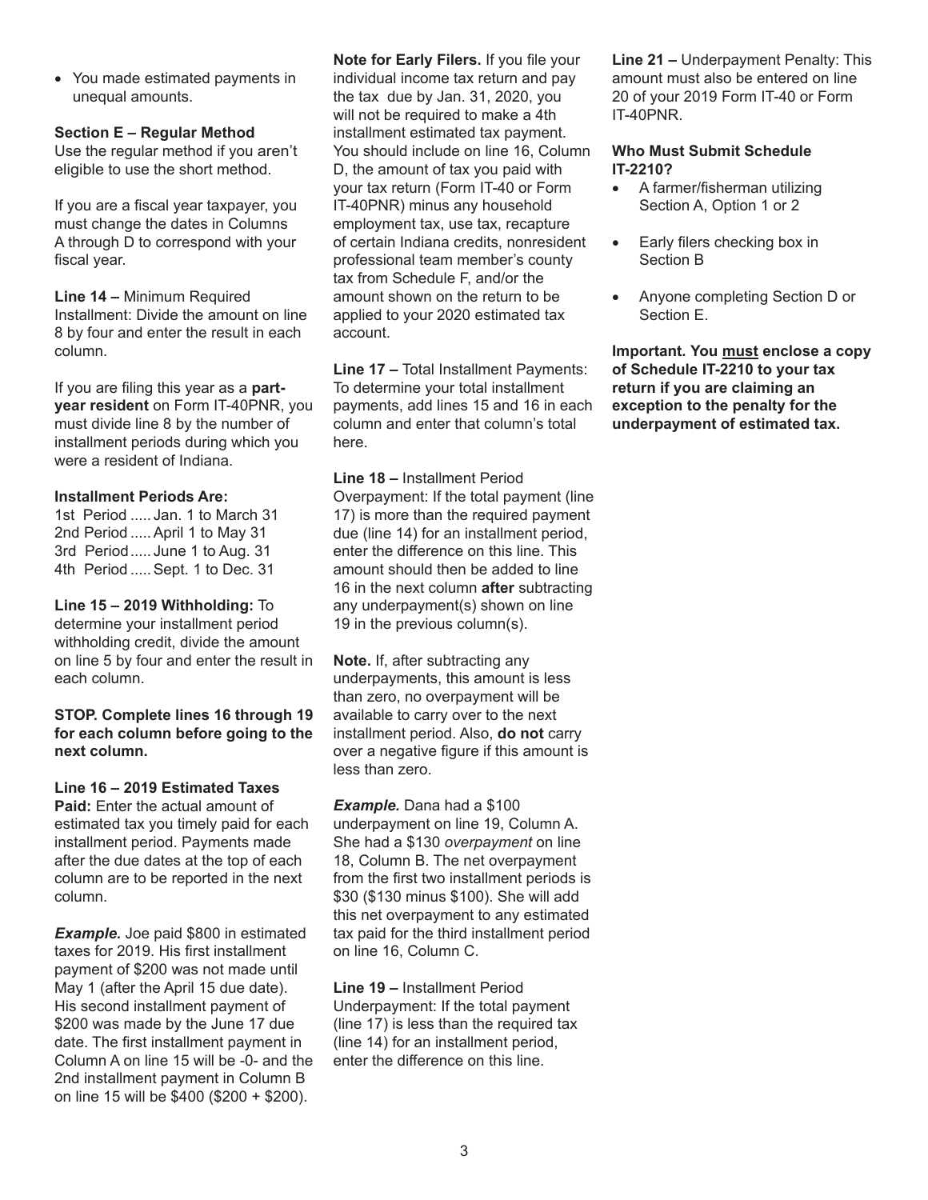- You made estimated payments in unequal amounts.

**Section E – Regular Method**
Use the regular method if you aren't eligible to use the short method.

If you are a fiscal year taxpayer, you must change the dates in Columns A through D to correspond with your fiscal year.

**Line 14 –** Minimum Required Installment: Divide the amount on line 8 by four and enter the result in each column.

If you are filing this year as a **part-year resident** on Form IT-40PNR, you must divide line 8 by the number of installment periods during which you were a resident of Indiana.

**Installment Periods Are:**
1st Period ..... Jan. 1 to March 31
2nd Period ..... April 1 to May 31
3rd Period ..... June 1 to Aug. 31
4th Period ..... Sept. 1 to Dec. 31

**Line 15 – 2019 Withholding:** To determine your installment period withholding credit, divide the amount on line 5 by four and enter the result in each column.

**STOP. Complete lines 16 through 19 for each column before going to the next column.**

**Line 16 – 2019 Estimated Taxes Paid:** Enter the actual amount of estimated tax you timely paid for each installment period. Payments made after the due dates at the top of each column are to be reported in the next column.

***Example.*** Joe paid $800 in estimated taxes for 2019. His first installment payment of $200 was not made until May 1 (after the April 15 due date). His second installment payment of $200 was made by the June 17 due date. The first installment payment in Column A on line 15 will be -0- and the 2nd installment payment in Column B on line 15 will be $400 ($200 + $200).

**Note for Early Filers.** If you file your individual income tax return and pay the tax due by Jan. 31, 2020, you will not be required to make a 4th installment estimated tax payment. You should include on line 16, Column D, the amount of tax you paid with your tax return (Form IT-40 or Form IT-40PNR) minus any household employment tax, use tax, recapture of certain Indiana credits, nonresident professional team member's county tax from Schedule F, and/or the amount shown on the return to be applied to your 2020 estimated tax account.

**Line 17 –** Total Installment Payments: To determine your total installment payments, add lines 15 and 16 in each column and enter that column's total here.

**Line 18 –** Installment Period Overpayment: If the total payment (line 17) is more than the required payment due (line 14) for an installment period, enter the difference on this line. This amount should then be added to line 16 in the next column **after** subtracting any underpayment(s) shown on line 19 in the previous column(s).

**Note.** If, after subtracting any underpayments, this amount is less than zero, no overpayment will be available to carry over to the next installment period. Also, **do not** carry over a negative figure if this amount is less than zero.

***Example.*** Dana had a $100 underpayment on line 19, Column A. She had a $130 *overpayment* on line 18, Column B. The net overpayment from the first two installment periods is $30 ($130 minus $100). She will add this net overpayment to any estimated tax paid for the third installment period on line 16, Column C.

**Line 19 –** Installment Period Underpayment: If the total payment (line 17) is less than the required tax (line 14) for an installment period, enter the difference on this line.

**Line 21 –** Underpayment Penalty: This amount must also be entered on line 20 of your 2019 Form IT-40 or Form IT-40PNR.

**Who Must Submit Schedule IT-2210?**

- A farmer/fisherman utilizing Section A, Option 1 or 2
- Early filers checking box in Section B
- Anyone completing Section D or Section E.

**Important. You must enclose a copy of Schedule IT-2210 to your tax return if you are claiming an exception to the penalty for the underpayment of estimated tax.**